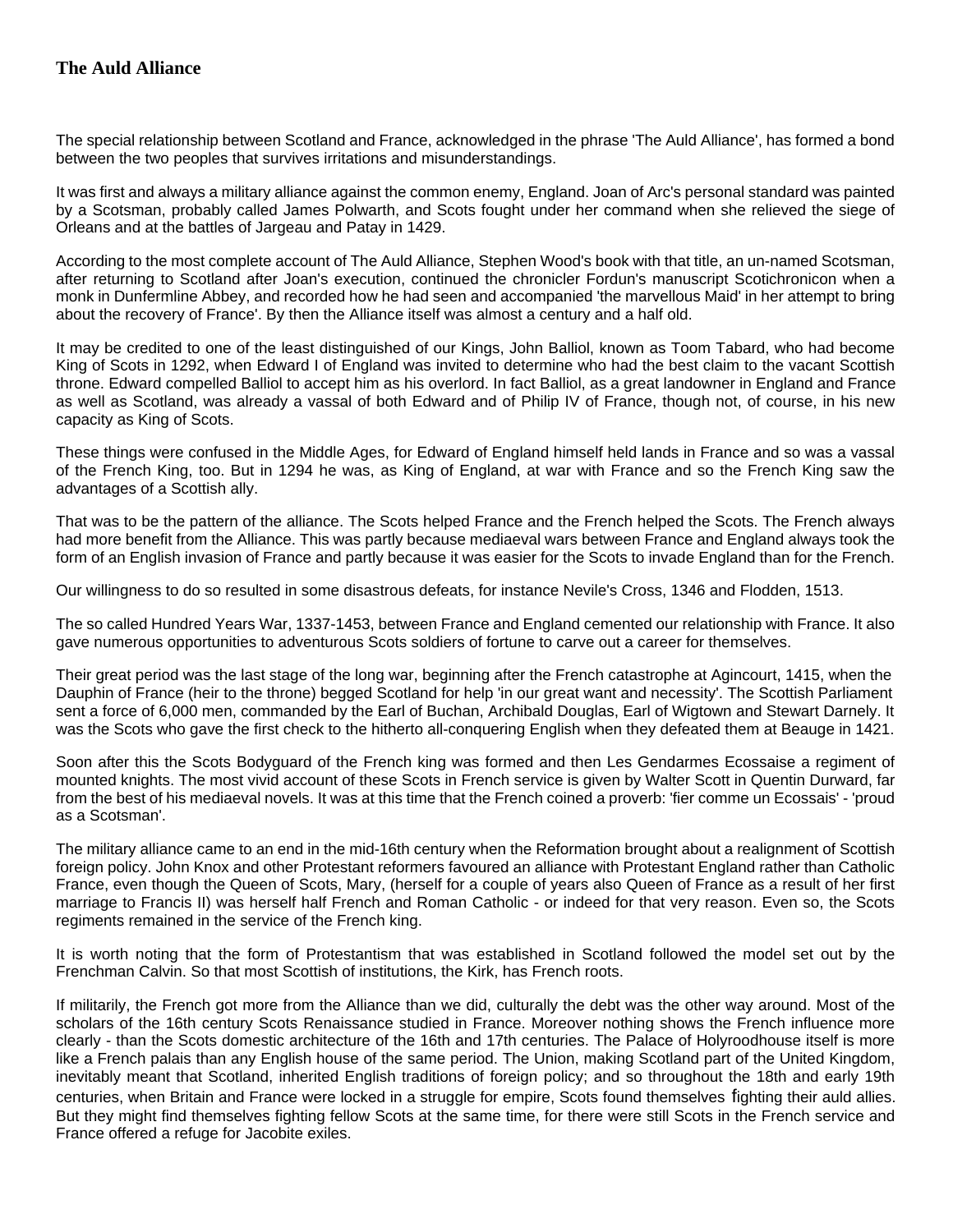# The Auld Alliance

The special relationship between Scotland and France, acknowledged in the phrase 'The Auld Alliance', has formed a bond between the two peoples that survives irritations and misunderstandings.

It was first and always a military alliance against the common enemy, England. Joan of Arc's personal standard was painted by a Scotsman, probably called James Polwarth, and Scots fought under her command when she relieved the siege of Orleans and at the battles of Jargeau and Patay in 1429.

According to the most complete account of The Auld Alliance, Stephen Wood's book with that title, an un-named Scotsman, after returning to Scotland after Joan's execution, continued the chronicler Fordun's manuscript Scotichronicon when a monk in Dunfermline Abbey, and recorded how he had seen and accompanied 'the marvellous Maid' in her attempt to bring about the recovery of France'. By then the Alliance itself was almost a century and a half old.

It may be credited to one of the least distinguished of our Kings, John Balliol, known as Toom Tabard, who had become King of Scots in 1292, when Edward I of England was invited to determine who had the best claim to the vacant Scottish throne. Edward compelled Balliol to accept him as his overlord. In fact Balliol, as a great landowner in England and France as well as Scotland, was already a vassal of both Edward and of Philip IV of France, though not, of course, in his new capacity as King of Scots.

These things were confused in the Middle Ages, for Edward of England himself held lands in France and so was a vassal of the French King, too. But in 1294 he was, as King of England, at war with France and so the French King saw the advantages of a Scottish ally.

That was to be the pattern of the alliance. The Scots helped France and the French helped the Scots. The French always had more benefit from the Alliance. This was partly because mediaeval wars between France and England always took the form of an English invasion of France and partly because it was easier for the Scots to invade England than for the French.

Our willingness to do so resulted in some disastrous defeats, for instance Nevile's Cross, 1346 and Flodden, 1513.

The so called Hundred Years War, 1337-1453, between France and England cemented our relationship with France. It also gave numerous opportunities to adventurous Scots soldiers of fortune to carve out a career for themselves.

Their great period was the last stage of the long war, beginning after the French catastrophe at Agincourt, 1415, when the Dauphin of France (heir to the throne) begged Scotland for help 'in our great want and necessity'. The Scottish Parliament sent a force of 6,000 men, commanded by the Earl of Buchan, Archibald Douglas, Earl of Wigtown and Stewart Darnely. It was the Scots who gave the first check to the hitherto all-conquering English when they defeated them at Beauge in 1421.

Soon after this the Scots Bodyguard of the French king was formed and then Les Gendarmes Ecossaise a regiment of mounted knights. The most vivid account of these Scots in French service is given by Walter Scott in Quentin Durward, far from the best of his mediaeval novels. It was at this time that the French coined a proverb: 'fier comme un Ecossais' - 'proud as a Scotsman'.

The military alliance came to an end in the mid-16th century when the Reformation brought about a realignment of Scottish foreign policy. John Knox and other Protestant reformers favoured an alliance with Protestant England rather than Catholic France, even though the Queen of Scots, Mary, (herself for a couple of years also Queen of France as a result of her first marriage to Francis II) was herself half French and Roman Catholic - or indeed for that very reason. Even so, the Scots regiments remained in the service of the French king.

It is worth noting that the form of Protestantism that was established in Scotland followed the model set out by the Frenchman Calvin. So that most Scottish of institutions, the Kirk, has French roots.

If militarily, the French got more from the Alliance than we did, culturally the debt was the other way around. Most of the scholars of the 16th century Scots Renaissance studied in France. Moreover nothing shows the French influence more clearly - than the Scots domestic architecture of the 16th and 17th centuries. The Palace of Holyroodhouse itself is more like a French palais than any English house of the same period. The Union, making Scotland part of the United Kingdom, inevitably meant that Scotland, inherited English traditions of foreign policy; and so throughout the 18th and early 19th centuries, when Britain and France were locked in a struggle for empire, Scots found themselves fighting their auld allies. But they might find themselves fighting fellow Scots at the same time, for there were still Scots in the French service and France offered a refuge for Jacobite exiles.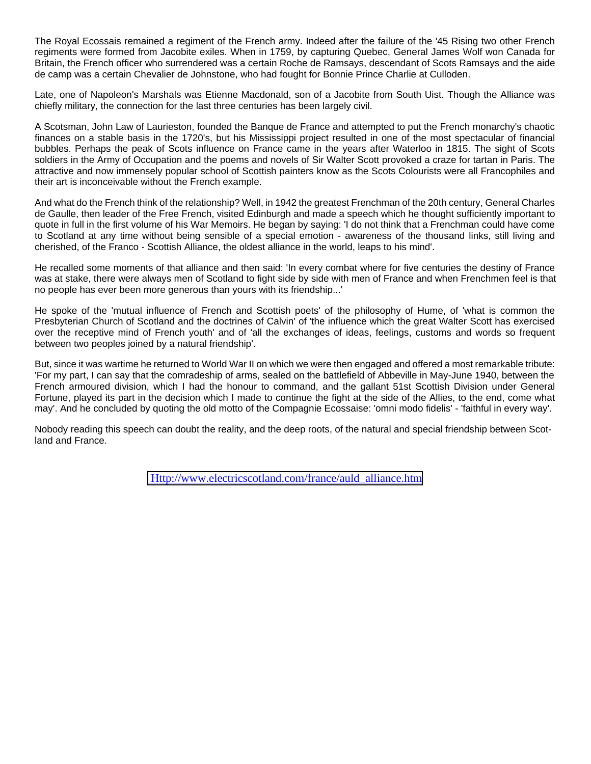The Royal Ecossais remained a regiment of the French army. Indeed after the failure of the '45 Rising two other French regiments were formed from Jacobite exiles. When in 1759, by capturing Quebec, General James Wolf won Canada for Britain, the French officer who surrendered was a certain Roche de Ramsays, descendant of Scots Ramsays and the aide de camp was a certain Chevalier de Johnstone, who had fought for Bonnie Prince Charlie at Culloden.

Late, one of Napoleon's Marshals was Etienne Macdonald, son of a Jacobite from South Uist. Though the Alliance was chiefly military, the connection for the last three centuries has been largely civil.

A Scotsman, John Law of Laurieston, founded the Banque de France and attempted to put the French monarchy's chaotic finances on a stable basis in the 1720's, but his Mississippi project resulted in one of the most spectacular of financial bubbles. Perhaps the peak of Scots influence on France came in the years after Waterloo in 1815. The sight of Scots soldiers in the Army of Occupation and the poems and novels of Sir Walter Scott provoked a craze for tartan in Paris. The attractive and now immensely popular school of Scottish painters know as the Scots Colourists were all Francophiles and their art is inconceivable without the French example.

And what do the French think of the relationship? Well, in 1942 the greatest Frenchman of the 20th century, General Charles de Gaulle, then leader of the Free French, visited Edinburgh and made a speech which he thought sufficiently important to quote in full in the first volume of his War Memoirs. He began by saying: 'I do not think that a Frenchman could have come to Scotland at any time without being sensible of a special emotion - awareness of the thousand links, still living and cherished, of the Franco - Scottish Alliance, the oldest alliance in the world, leaps to his mind'.

He recalled some moments of that alliance and then said: 'In every combat where for five centuries the destiny of France was at stake, there were always men of Scotland to fight side by side with men of France and when Frenchmen feel is that no people has ever been more generous than yours with its friendship...'

He spoke of the 'mutual influence of French and Scottish poets' of the philosophy of Hume, of 'what is common the Presbyterian Church of Scotland and the doctrines of Calvin' of 'the influence which the great Walter Scott has exercised over the receptive mind of French youth' and of 'all the exchanges of ideas, feelings, customs and words so frequent between two peoples joined by a natural friendship'.

But, since it was wartime he returned to World War II on which we were then engaged and offered a most remarkable tribute: 'For my part, I can say that the comradeship of arms, sealed on the battlefield of Abbeville in May-June 1940, between the French armoured division, which I had the honour to command, and the gallant 51st Scottish Division under General Fortune, played its part in the decision which I made to continue the fight at the side of the Allies, to the end, come what may'. And he concluded by quoting the old motto of the Compagnie Ecossaise: 'omni modo fidelis' - 'faithful in every way'.

Nobody reading this speech can doubt the reality, and the deep roots, of the natural and special friendship between Scotland and France.

Http://www.electricscotland.com/france/auld_alliance.htm